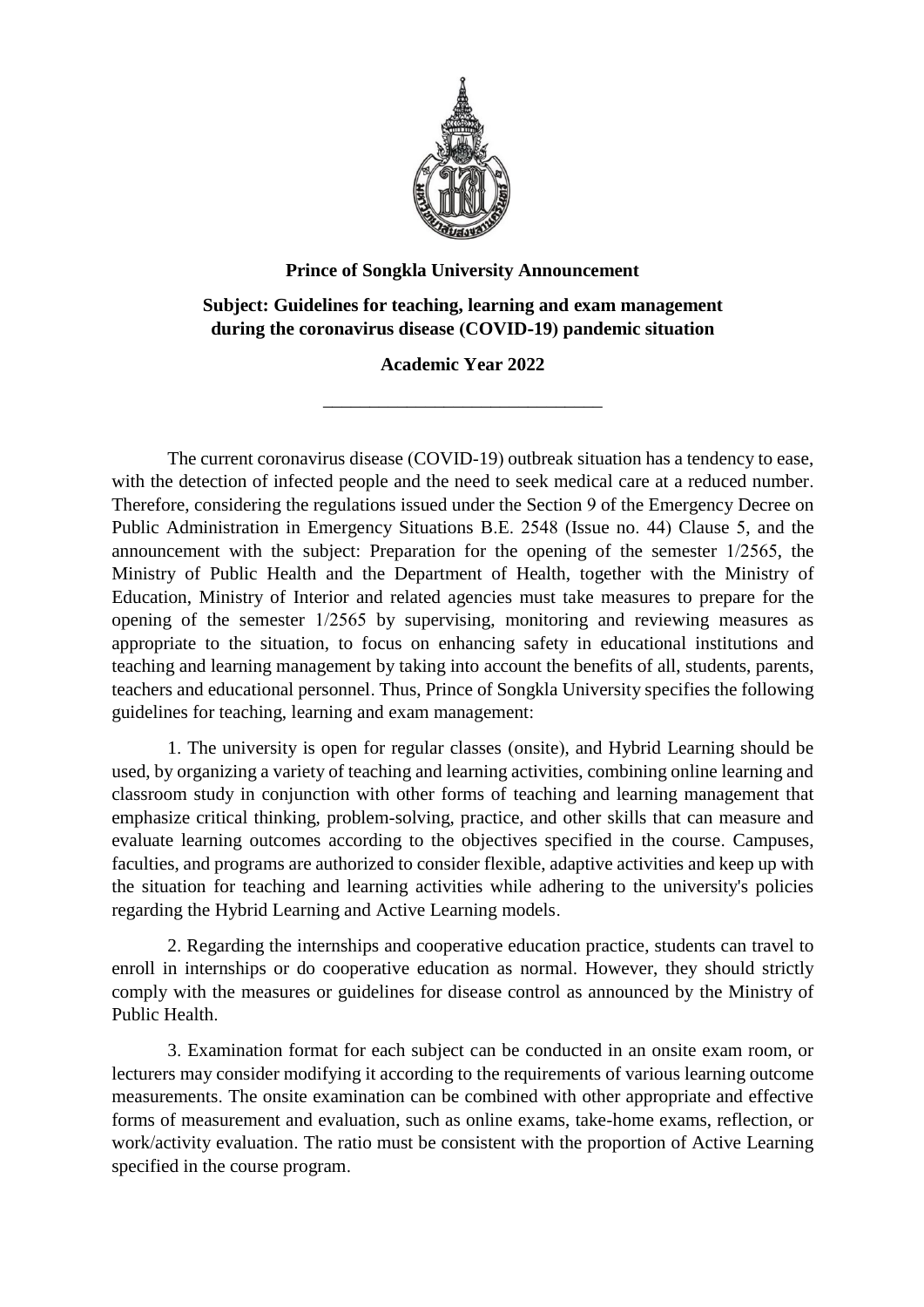**Prince of Songkla University Announcement**

**Subject: Guidelines for teaching, learning and exam management during the coronavirus disease (COVID-19) pandemic situation**

**Academic Year 2022**

---

The current coronavirus disease (COVID-19) outbreak situation has a tendency to ease, with the detection of infected people and the need to seek medical care at a reduced number. Therefore, considering the regulations issued under the Section 9 of the Emergency Decree on Public Administration in Emergency Situations B.E. 2548 (Issue no. 44) Clause 5, and the announcement with the subject: Preparation for the opening of the semester 1/2565, the Ministry of Public Health and the Department of Health, together with the Ministry of Education, Ministry of Interior and related agencies must take measures to prepare for the opening of the semester 1/2565 by supervising, monitoring and reviewing measures as appropriate to the situation, to focus on enhancing safety in educational institutions and teaching and learning management by taking into account the benefits of all, students, parents, teachers and educational personnel. Thus, Prince of Songkla University specifies the following guidelines for teaching, learning and exam management:

1. The university is open for regular classes (onsite), and Hybrid Learning should be used, by organizing a variety of teaching and learning activities, combining online learning and classroom study in conjunction with other forms of teaching and learning management that emphasize critical thinking, problem-solving, practice, and other skills that can measure and evaluate learning outcomes according to the objectives specified in the course. Campuses, faculties, and programs are authorized to consider flexible, adaptive activities and keep up with the situation for teaching and learning activities while adhering to the university's policies regarding the Hybrid Learning and Active Learning models.

2. Regarding the internships and cooperative education practice, students can travel to enroll in internships or do cooperative education as normal. However, they should strictly comply with the measures or guidelines for disease control as announced by the Ministry of Public Health.

3. Examination format for each subject can be conducted in an onsite exam room, or lecturers may consider modifying it according to the requirements of various learning outcome measurements. The onsite examination can be combined with other appropriate and effective forms of measurement and evaluation, such as online exams, take-home exams, reflection, or work/activity evaluation. The ratio must be consistent with the proportion of Active Learning specified in the course program.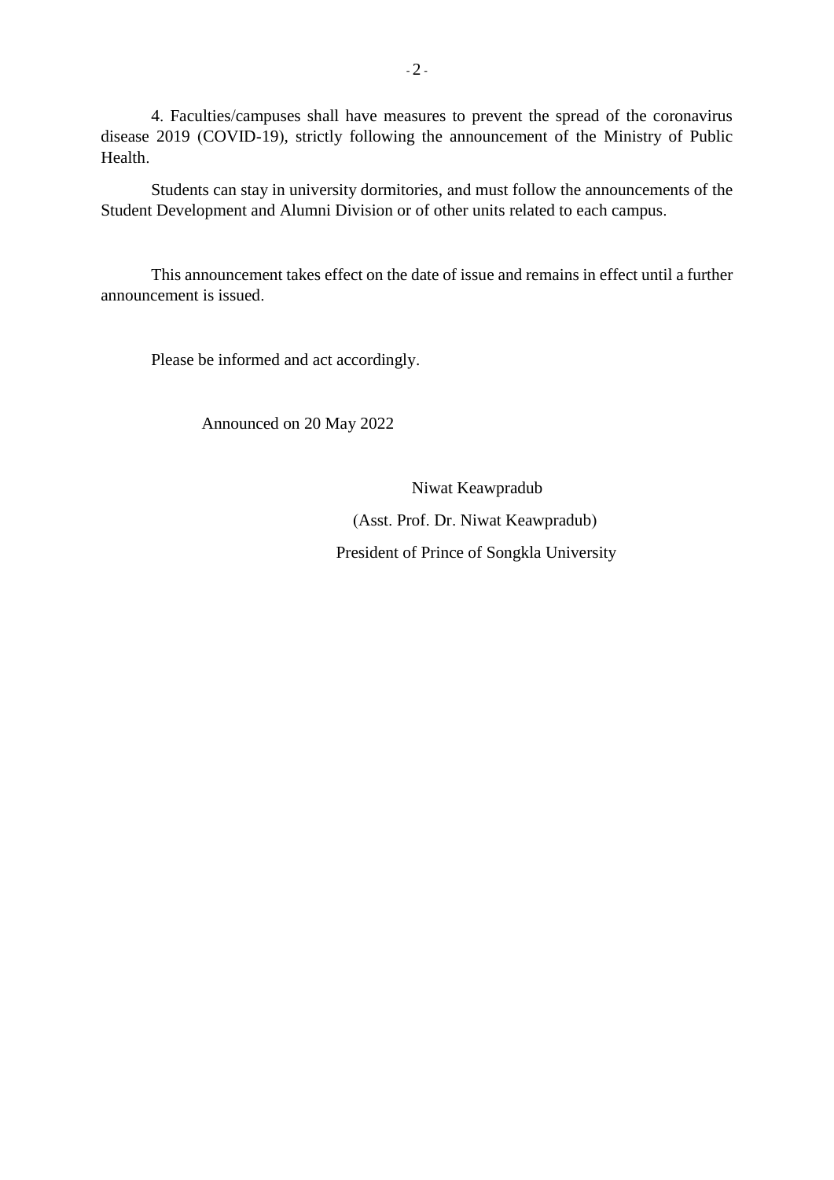4. Faculties/campuses shall have measures to prevent the spread of the coronavirus disease 2019 (COVID-19), strictly following the announcement of the Ministry of Public Health.

Students can stay in university dormitories, and must follow the announcements of the Student Development and Alumni Division or of other units related to each campus.

This announcement takes effect on the date of issue and remains in effect until a further announcement is issued.

Please be informed and act accordingly.

Announced on 20 May 2022

Niwat Keawpradub

(Asst. Prof. Dr. Niwat Keawpradub)

President of Prince of Songkla University